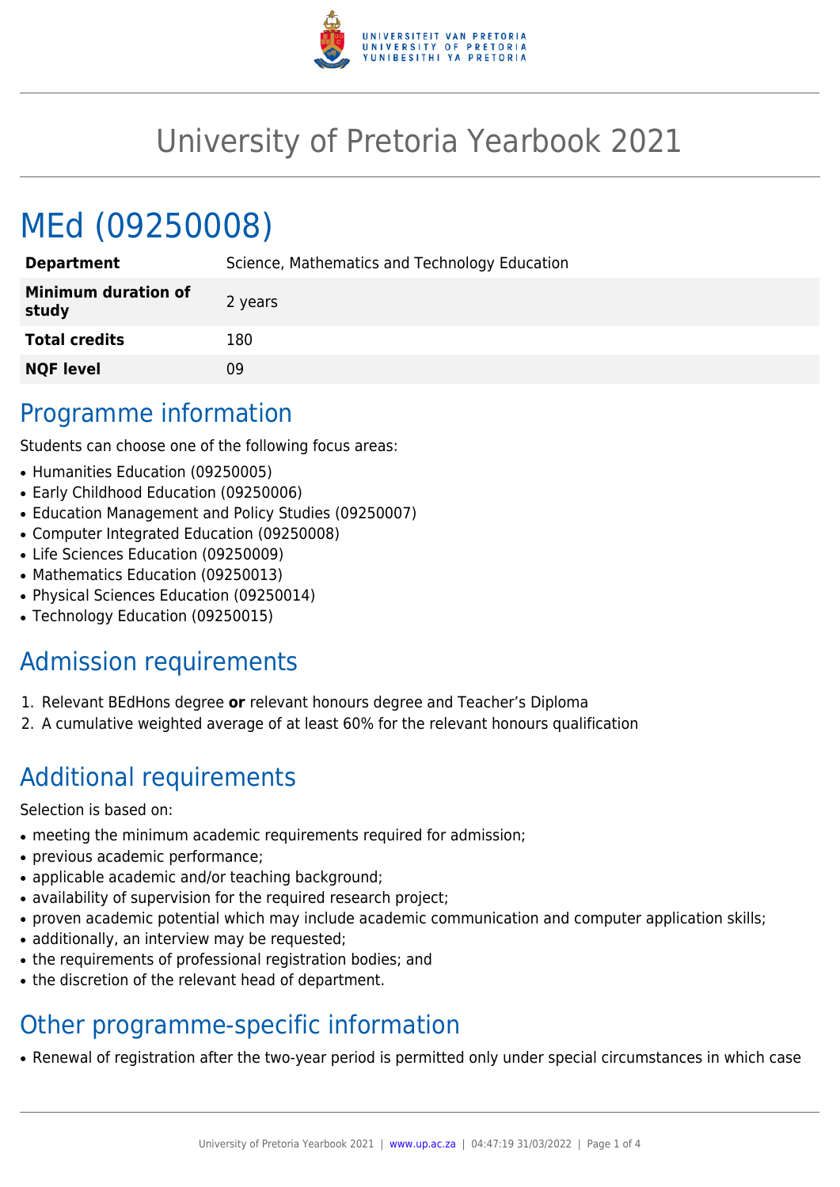# University of Pretoria Yearbook 2021

# MEd (09250008)

| | |
|---|---|
| **Department** | Science, Mathematics and Technology Education |
| **Minimum duration of study** | 2 years |
| **Total credits** | 180 |
| **NQF level** | 09 |

## Programme information

Students can choose one of the following focus areas:

- Humanities Education (09250005)
- Early Childhood Education (09250006)
- Education Management and Policy Studies (09250007)
- Computer Integrated Education (09250008)
- Life Sciences Education (09250009)
- Mathematics Education (09250013)
- Physical Sciences Education (09250014)
- Technology Education (09250015)

## Admission requirements

1. Relevant BEdHons degree **or** relevant honours degree and Teacher's Diploma
2. A cumulative weighted average of at least 60% for the relevant honours qualification

## Additional requirements

Selection is based on:

- meeting the minimum academic requirements required for admission;
- previous academic performance;
- applicable academic and/or teaching background;
- availability of supervision for the required research project;
- proven academic potential which may include academic communication and computer application skills;
- additionally, an interview may be requested;
- the requirements of professional registration bodies; and
- the discretion of the relevant head of department.

## Other programme-specific information

- Renewal of registration after the two-year period is permitted only under special circumstances in which case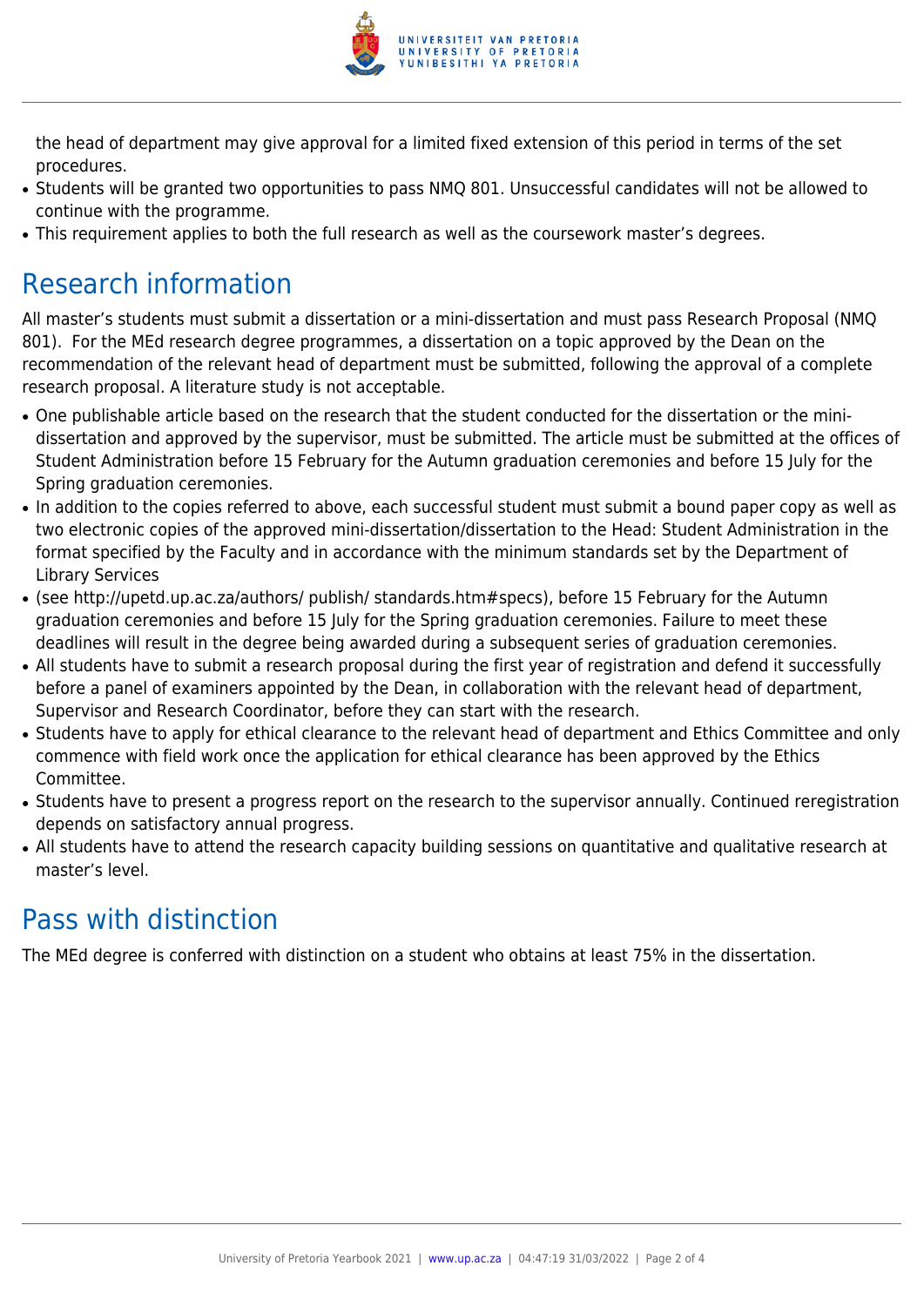the head of department may give approval for a limited fixed extension of this period in terms of the set procedures.

- Students will be granted two opportunities to pass NMQ 801. Unsuccessful candidates will not be allowed to continue with the programme.
- This requirement applies to both the full research as well as the coursework master's degrees.

## Research information

All master's students must submit a dissertation or a mini-dissertation and must pass Research Proposal (NMQ 801). For the MEd research degree programmes, a dissertation on a topic approved by the Dean on the recommendation of the relevant head of department must be submitted, following the approval of a complete research proposal. A literature study is not acceptable.

- One publishable article based on the research that the student conducted for the dissertation or the mini-dissertation and approved by the supervisor, must be submitted. The article must be submitted at the offices of Student Administration before 15 February for the Autumn graduation ceremonies and before 15 July for the Spring graduation ceremonies.
- In addition to the copies referred to above, each successful student must submit a bound paper copy as well as two electronic copies of the approved mini-dissertation/dissertation to the Head: Student Administration in the format specified by the Faculty and in accordance with the minimum standards set by the Department of Library Services
- (see http://upetd.up.ac.za/authors/ publish/ standards.htm#specs), before 15 February for the Autumn graduation ceremonies and before 15 July for the Spring graduation ceremonies. Failure to meet these deadlines will result in the degree being awarded during a subsequent series of graduation ceremonies.
- All students have to submit a research proposal during the first year of registration and defend it successfully before a panel of examiners appointed by the Dean, in collaboration with the relevant head of department, Supervisor and Research Coordinator, before they can start with the research.
- Students have to apply for ethical clearance to the relevant head of department and Ethics Committee and only commence with field work once the application for ethical clearance has been approved by the Ethics Committee.
- Students have to present a progress report on the research to the supervisor annually. Continued reregistration depends on satisfactory annual progress.
- All students have to attend the research capacity building sessions on quantitative and qualitative research at master's level.

## Pass with distinction

The MEd degree is conferred with distinction on a student who obtains at least 75% in the dissertation.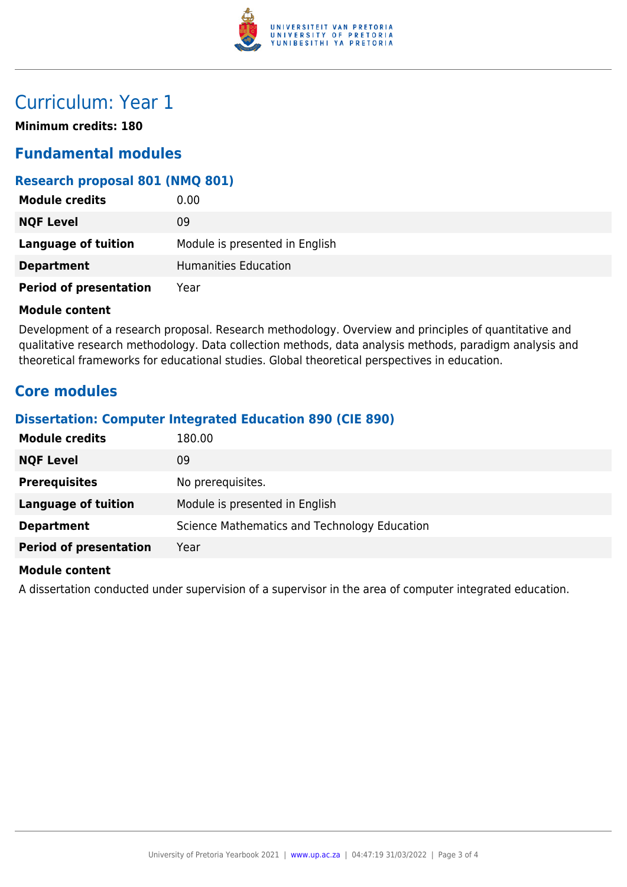# Curriculum: Year 1

**Minimum credits: 180**

## Fundamental modules

### Research proposal 801 (NMQ 801)

| | |
|---|---|
| **Module credits** | 0.00 |
| **NQF Level** | 09 |
| **Language of tuition** | Module is presented in English |
| **Department** | Humanities Education |
| **Period of presentation** | Year |

**Module content**

Development of a research proposal. Research methodology. Overview and principles of quantitative and qualitative research methodology. Data collection methods, data analysis methods, paradigm analysis and theoretical frameworks for educational studies. Global theoretical perspectives in education.

## Core modules

### Dissertation: Computer Integrated Education 890 (CIE 890)

| | |
|---|---|
| **Module credits** | 180.00 |
| **NQF Level** | 09 |
| **Prerequisites** | No prerequisites. |
| **Language of tuition** | Module is presented in English |
| **Department** | Science Mathematics and Technology Education |
| **Period of presentation** | Year |

**Module content**

A dissertation conducted under supervision of a supervisor in the area of computer integrated education.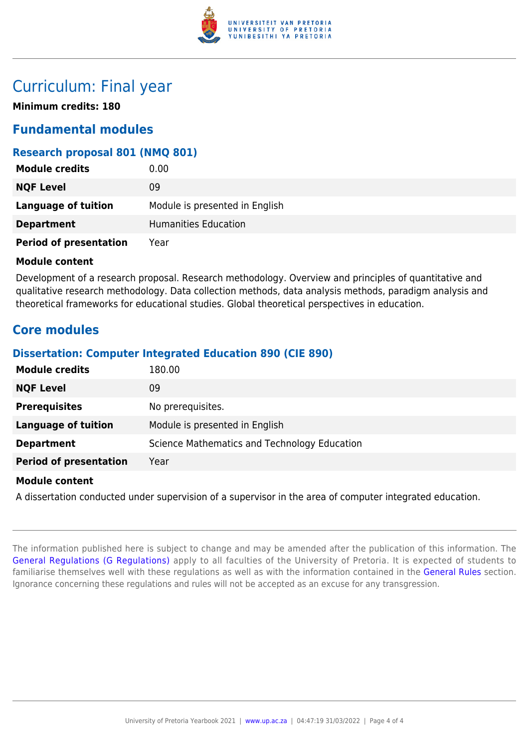# Curriculum: Final year

**Minimum credits: 180**

## Fundamental modules

### Research proposal 801 (NMQ 801)

| | |
|---|---|
| **Module credits** | 0.00 |
| **NQF Level** | 09 |
| **Language of tuition** | Module is presented in English |
| **Department** | Humanities Education |
| **Period of presentation** | Year |

**Module content**

Development of a research proposal. Research methodology. Overview and principles of quantitative and qualitative research methodology. Data collection methods, data analysis methods, paradigm analysis and theoretical frameworks for educational studies. Global theoretical perspectives in education.

## Core modules

### Dissertation: Computer Integrated Education 890 (CIE 890)

| | |
|---|---|
| **Module credits** | 180.00 |
| **NQF Level** | 09 |
| **Prerequisites** | No prerequisites. |
| **Language of tuition** | Module is presented in English |
| **Department** | Science Mathematics and Technology Education |
| **Period of presentation** | Year |

**Module content**

A dissertation conducted under supervision of a supervisor in the area of computer integrated education.

The information published here is subject to change and may be amended after the publication of this information. The General Regulations (G Regulations) apply to all faculties of the University of Pretoria. It is expected of students to familiarise themselves well with these regulations as well as with the information contained in the General Rules section. Ignorance concerning these regulations and rules will not be accepted as an excuse for any transgression.